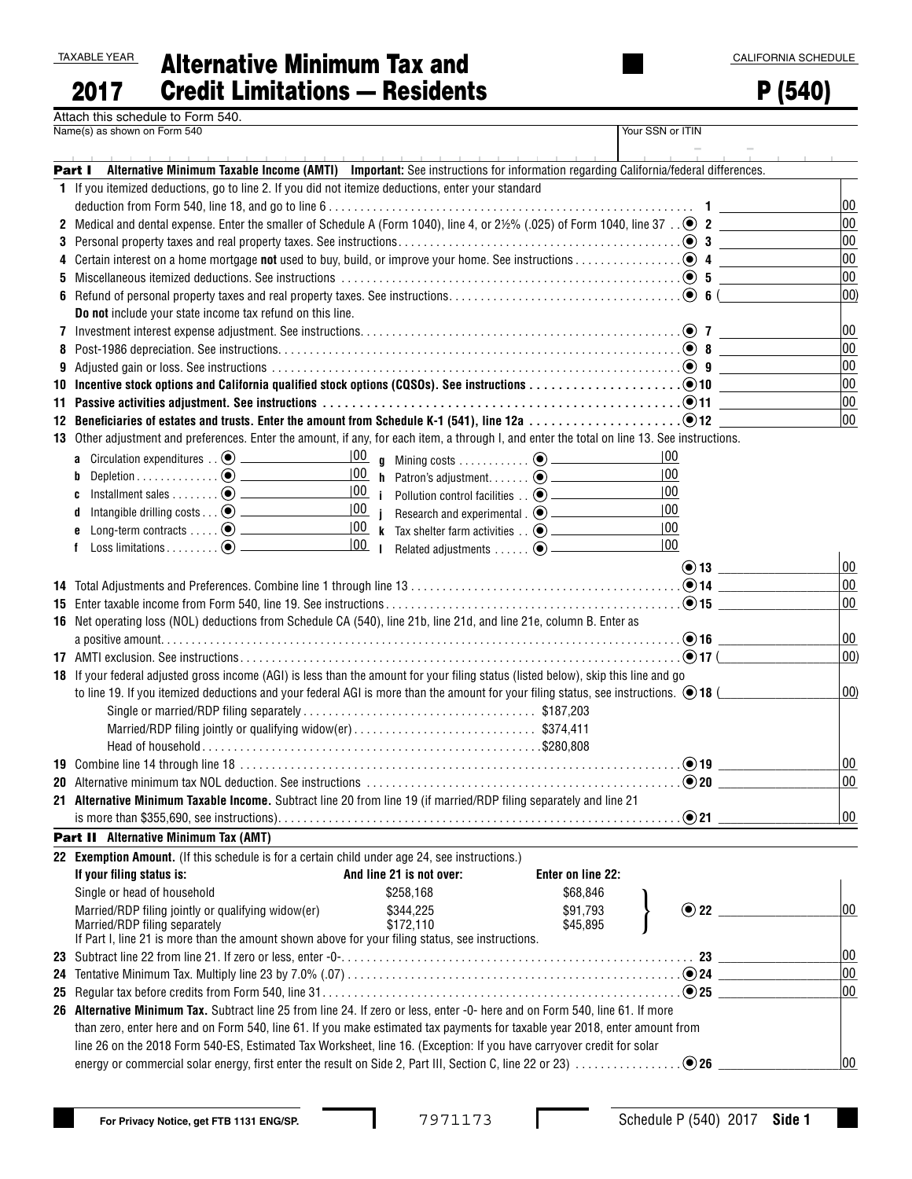TAXABLE YEAR

**2017**

# Alternative Minimum Tax and Credit Limitations — Residents

CALIFORNIA SCHEDULE

# P (540)

Attach this schedule to Form 540.

Name(s) as shown on Form 540 | Your SSN or ITIN

## Part I Alternative Minimum Taxable Income (AMTI)

**Important:** See instructions for information regarding California/federal differences.

1 If you itemized deductions, go to line 2. If you did not itemize deductions, enter your standard deduction from Form 540, line 18, and go to line 6 . . . 1 ______ 00

2 Medical and dental expense. Enter the smaller of Schedule A (Form 1040), line 4, or 2½% (.025) of Form 1040, line 37 . . 2 ______ 00

3 Personal property taxes and real property taxes. See instructions . . . 3 ______ 00

4 Certain interest on a home mortgage **not** used to buy, build, or improve your home. See instructions . . . 4 ______ 00

5 Miscellaneous itemized deductions. See instructions . . . 5 ______ 00

6 Refund of personal property taxes and real property taxes. See instructions . . . 6 ( ______ 00)

**Do not** include your state income tax refund on this line.

7 Investment interest expense adjustment. See instructions . . . 7 ______ 00

8 Post-1986 depreciation. See instructions . . . 8 ______ 00

9 Adjusted gain or loss. See instructions . . . 9 ______ 00

10 **Incentive stock options and California qualified stock options (CQSOs). See instructions** . . . 10 ______ 00

11 **Passive activities adjustment. See instructions** . . . 11 ______ 00

12 **Beneficiaries of estates and trusts. Enter the amount from Schedule K-1 (541), line 12a** . . . 12 ______ 00

13 Other adjustment and preferences. Enter the amount, if any, for each item, a through l, and enter the total on line 13. See instructions.

| | | | | | |
|---|---|---|---|---|---|
| a | Circulation expenditures | 00 | g | Mining costs | 00 |
| b | Depletion | 00 | h | Patron's adjustment | 00 |
| c | Installment sales | 00 | i | Pollution control facilities | 00 |
| d | Intangible drilling costs | 00 | j | Research and experimental | 00 |
| e | Long-term contracts | 00 | k | Tax shelter farm activities | 00 |
| f | Loss limitations | 00 | l | Related adjustments | 00 |

13 ______ 00

14 Total Adjustments and Preferences. Combine line 1 through line 13 . . . 14 ______ 00

15 Enter taxable income from Form 540, line 19. See instructions . . . 15 ______ 00

16 Net operating loss (NOL) deductions from Schedule CA (540), line 21b, line 21d, and line 21e, column B. Enter as a positive amount . . . 16 ______ 00

17 AMTI exclusion. See instructions . . . 17 ( ______ 00)

18 If your federal adjusted gross income (AGI) is less than the amount for your filing status (listed below), skip this line and go to line 19. If you itemized deductions and your federal AGI is more than the amount for your filing status, see instructions. 18 ( ______ 00)

- Single or married/RDP filing separately . . . $187,203
- Married/RDP filing jointly or qualifying widow(er) . . . $374,411
- Head of household . . . $280,808

19 Combine line 14 through line 18 . . . 19 ______ 00

20 Alternative minimum tax NOL deduction. See instructions . . . 20 ______ 00

21 **Alternative Minimum Taxable Income.** Subtract line 20 from line 19 (if married/RDP filing separately and line 21 is more than $355,690, see instructions) . . . 21 ______ 00

## Part II Alternative Minimum Tax (AMT)

22 **Exemption Amount.** (If this schedule is for a certain child under age 24, see instructions.)

| If your filing status is: | And line 21 is not over: | Enter on line 22: |
|---|---|---|
| Single or head of household | $258,168 | $68,846 |
| Married/RDP filing jointly or qualifying widow(er) | $344,225 | $91,793 |
| Married/RDP filing separately | $172,110 | $45,895 |

If Part I, line 21 is more than the amount shown above for your filing status, see instructions. 22 ______ 00

23 Subtract line 22 from line 21. If zero or less, enter -0- . . . 23 ______ 00

24 Tentative Minimum Tax. Multiply line 23 by 7.0% (.07) . . . 24 ______ 00

25 Regular tax before credits from Form 540, line 31 . . . 25 ______ 00

26 **Alternative Minimum Tax.** Subtract line 25 from line 24. If zero or less, enter -0- here and on Form 540, line 61. If more than zero, enter here and on Form 540, line 61. If you make estimated tax payments for taxable year 2018, enter amount from line 26 on the 2018 Form 540-ES, Estimated Tax Worksheet, line 16. (Exception: If you have carryover credit for solar energy or commercial solar energy, first enter the result on Side 2, Part III, Section C, line 22 or 23) . . . 26 ______ 00

For Privacy Notice, get FTB 1131 ENG/SP.

7971173

Schedule P (540) 2017 Side 1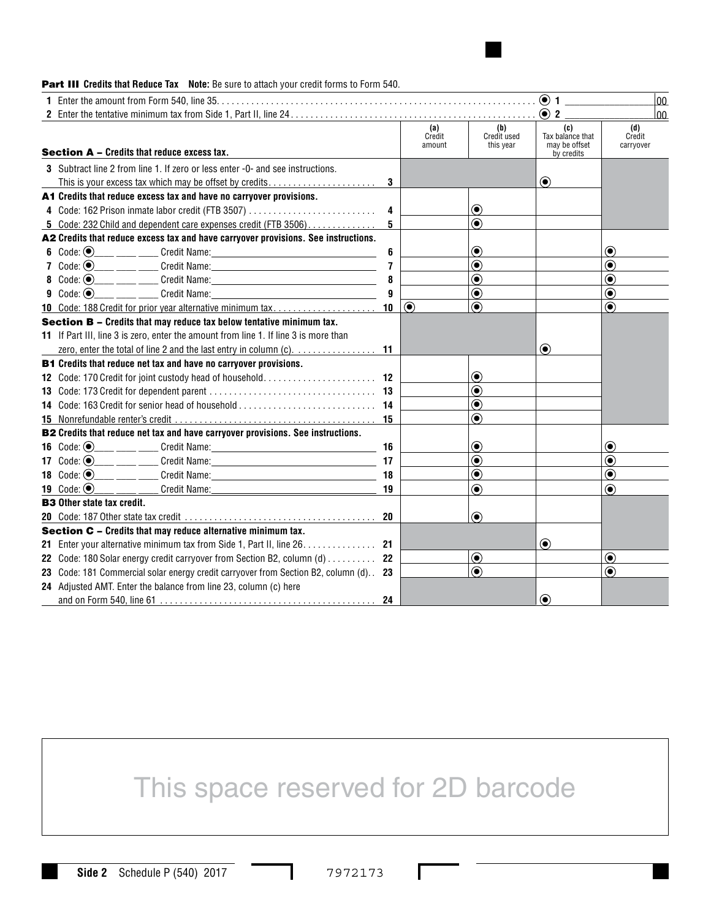**Part III Credits that Reduce Tax** **Note:** Be sure to attach your credit forms to Form 540.

**1** Enter the amount from Form 540, line 35. . . . . . . . . . . . . . . . . . . . . . . . . . . . . . . . . . . . . . . . . . . . . . . . . . . . . . . . . . . . . . . . 1 ______ 00

**2** Enter the tentative minimum tax from Side 1, Part II, line 24 . . . . . . . . . . . . . . . . . . . . . . . . . . . . . . . . . . . . . . . . . . . . . . . . . 2 ______ 00

| | | (a) Credit amount | (b) Credit used this year | (c) Tax balance that may be offset by credits | (d) Credit carryover |
|---|---|---|---|---|---|
| **Section A – Credits that reduce excess tax.** | | | | | |
| **3** Subtract line 2 from line 1. If zero or less enter -0- and see instructions. This is your excess tax which may be offset by credits. . . . . . . . . . . . . . . . . . . . . . | 3 | | | | |
| **A1 Credits that reduce excess tax and have no carryover provisions.** | | | | | |
| **4** Code: 162 Prison inmate labor credit (FTB 3507) . . . . . . . . . . . . . . . . . . . . . . . . . . | 4 | | | | |
| **5** Code: 232 Child and dependent care expenses credit (FTB 3506) . . . . . . . . . . . . . | 5 | | | | |
| **A2 Credits that reduce excess tax and have carryover provisions. See instructions.** | | | | | |
| **6** Code: ____ ____ ____ Credit Name: ______________________________ | 6 | | | | |
| **7** Code: ____ ____ ____ Credit Name: ______________________________ | 7 | | | | |
| **8** Code: ____ ____ ____ Credit Name: ______________________________ | 8 | | | | |
| **9** Code: ____ ____ ____ Credit Name: ______________________________ | 9 | | | | |
| **10** Code: 188 Credit for prior year alternative minimum tax. . . . . . . . . . . . . . . . . . . . | 10 | | | | |
| **Section B – Credits that may reduce tax below tentative minimum tax.** | | | | | |
| **11** If Part III, line 3 is zero, enter the amount from line 1. If line 3 is more than zero, enter the total of line 2 and the last entry in column (c). . . . . . . . . . . . . . . . | 11 | | | | |
| **B1 Credits that reduce net tax and have no carryover provisions.** | | | | | |
| **12** Code: 170 Credit for joint custody head of household. . . . . . . . . . . . . . . . . . . . . . | 12 | | | | |
| **13** Code: 173 Credit for dependent parent . . . . . . . . . . . . . . . . . . . . . . . . . . . . . . . . . | 13 | | | | |
| **14** Code: 163 Credit for senior head of household . . . . . . . . . . . . . . . . . . . . . . . . . . . | 14 | | | | |
| **15** Nonrefundable renter's credit . . . . . . . . . . . . . . . . . . . . . . . . . . . . . . . . . . . . . . . . | 15 | | | | |
| **B2 Credits that reduce net tax and have carryover provisions. See instructions.** | | | | | |
| **16** Code: ____ ____ ____ Credit Name: ______________________________ | 16 | | | | |
| **17** Code: ____ ____ ____ Credit Name: ______________________________ | 17 | | | | |
| **18** Code: ____ ____ ____ Credit Name: ______________________________ | 18 | | | | |
| **19** Code: ____ ____ ____ Credit Name: ______________________________ | 19 | | | | |
| **B3 Other state tax credit.** | | | | | |
| **20** Code: 187 Other state tax credit . . . . . . . . . . . . . . . . . . . . . . . . . . . . . . . . . . . . . . | 20 | | | | |
| **Section C – Credits that may reduce alternative minimum tax.** | | | | | |
| **21** Enter your alternative minimum tax from Side 1, Part II, line 26. . . . . . . . . . . . . . . | 21 | | | | |
| **22** Code: 180 Solar energy credit carryover from Section B2, column (d) . . . . . . . . . . | 22 | | | | |
| **23** Code: 181 Commercial solar energy credit carryover from Section B2, column (d). . | 23 | | | | |
| **24** Adjusted AMT. Enter the balance from line 23, column (c) here and on Form 540, line 61 . . . . . . . . . . . . . . . . . . . . . . . . . . . . . . . . . . . . . . . . . . . . | 24 | | | | |

This space reserved for 2D barcode

**Side 2** Schedule P (540) 2017 7972173